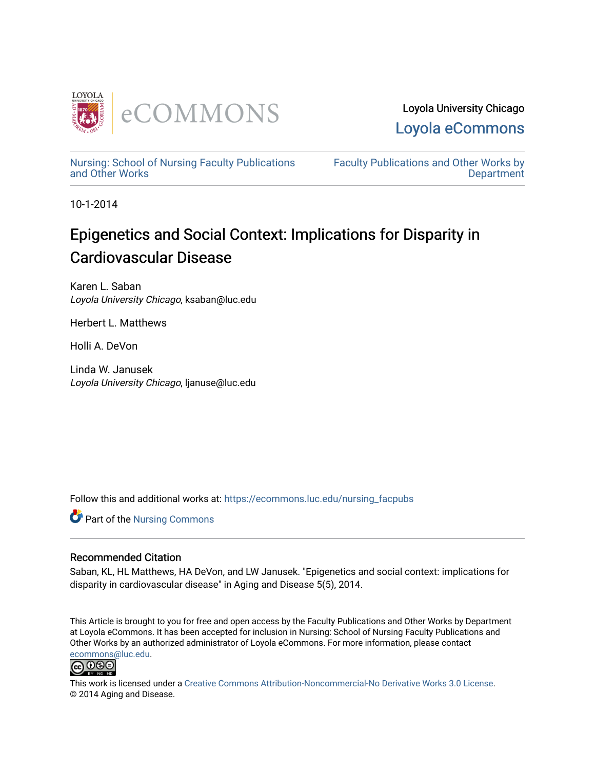Loyola University Chicago

Loyola eCommons

Nursing: School of Nursing Faculty Publications and Other Works

Faculty Publications and Other Works by Department

10-1-2014

# Epigenetics and Social Context: Implications for Disparity in Cardiovascular Disease

Karen L. Saban
*Loyola University Chicago*, ksaban@luc.edu

Herbert L. Matthews

Holli A. DeVon

Linda W. Janusek
*Loyola University Chicago*, ljanuse@luc.edu

Follow this and additional works at: https://ecommons.luc.edu/nursing_facpubs

Part of the Nursing Commons

### Recommended Citation

Saban, KL, HL Matthews, HA DeVon, and LW Janusek. "Epigenetics and social context: implications for disparity in cardiovascular disease" in Aging and Disease 5(5), 2014.

This Article is brought to you for free and open access by the Faculty Publications and Other Works by Department at Loyola eCommons. It has been accepted for inclusion in Nursing: School of Nursing Faculty Publications and Other Works by an authorized administrator of Loyola eCommons. For more information, please contact ecommons@luc.edu.

This work is licensed under a Creative Commons Attribution-Noncommercial-No Derivative Works 3.0 License.
© 2014 Aging and Disease.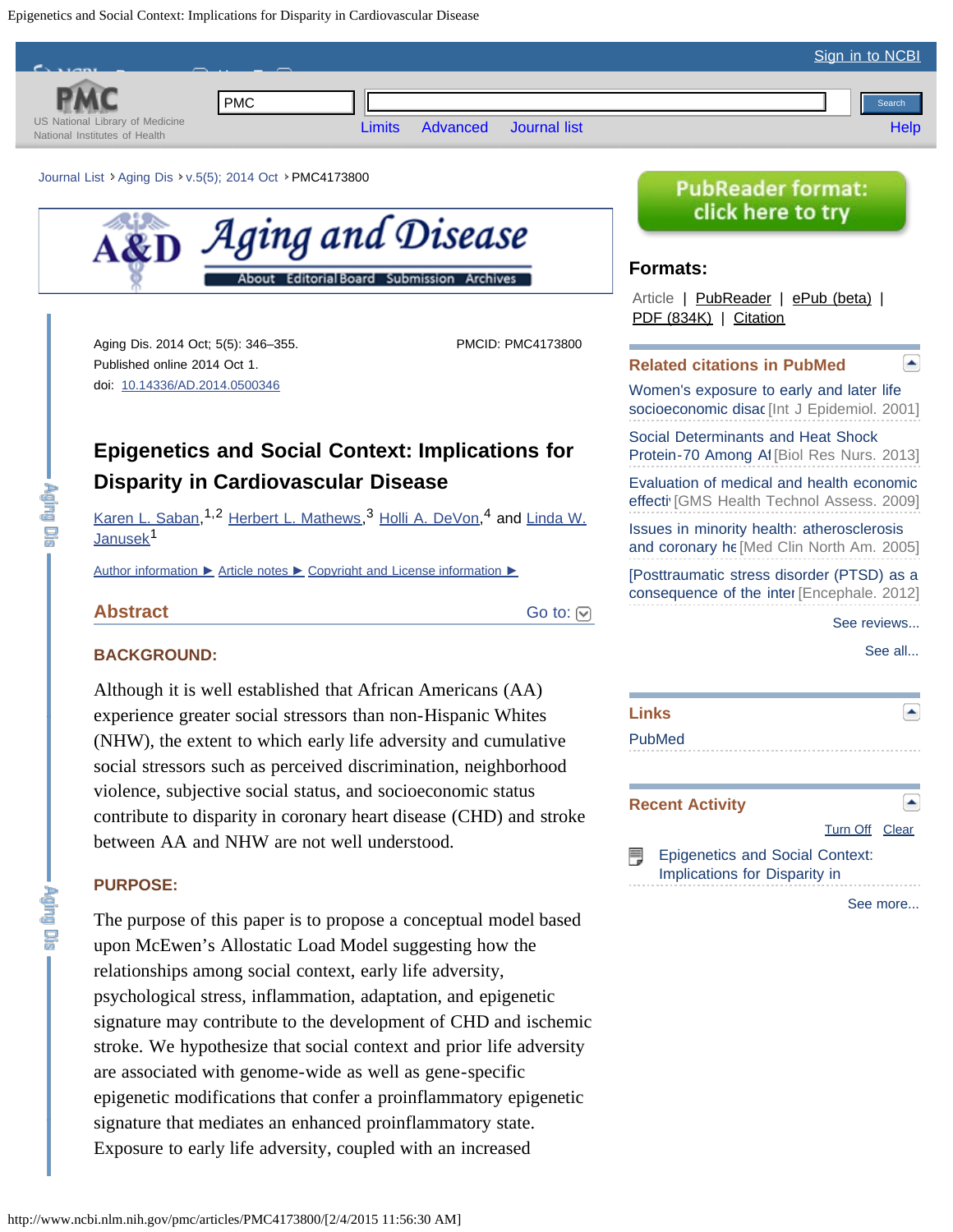Aging Dis. 2014 Oct; 5(5): 346–355.
Published online 2014 Oct 1.
doi: 10.14336/AD.2014.0500346

PMCID: PMC4173800

# Epigenetics and Social Context: Implications for Disparity in Cardiovascular Disease

Karen L. Saban,[1,2] Herbert L. Mathews,[3] Holli A. DeVon,[4] and Linda W. Janusek[1]

Author information ► Article notes ► Copyright and License information ►

## Abstract

### BACKGROUND:

Although it is well established that African Americans (AA) experience greater social stressors than non-Hispanic Whites (NHW), the extent to which early life adversity and cumulative social stressors such as perceived discrimination, neighborhood violence, subjective social status, and socioeconomic status contribute to disparity in coronary heart disease (CHD) and stroke between AA and NHW are not well understood.

### PURPOSE:

The purpose of this paper is to propose a conceptual model based upon McEwen's Allostatic Load Model suggesting how the relationships among social context, early life adversity, psychological stress, inflammation, adaptation, and epigenetic signature may contribute to the development of CHD and ischemic stroke. We hypothesize that social context and prior life adversity are associated with genome-wide as well as gene-specific epigenetic modifications that confer a proinflammatory epigenetic signature that mediates an enhanced proinflammatory state. Exposure to early life adversity, coupled with an increased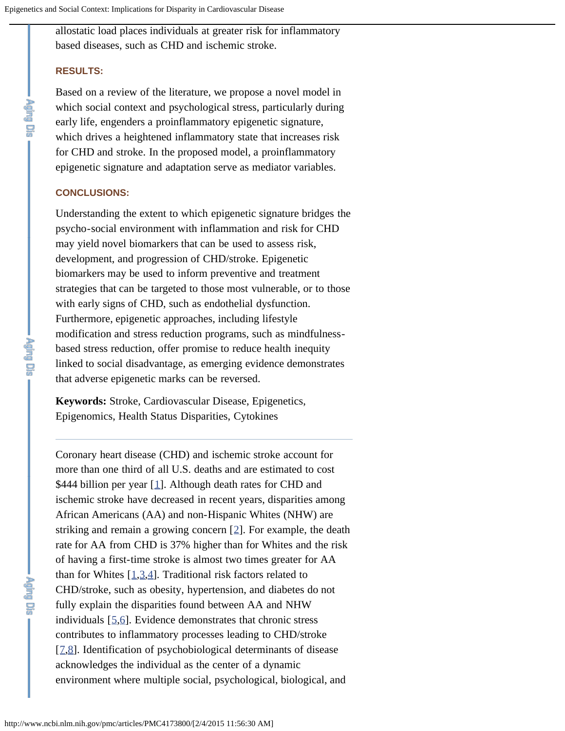allostatic load places individuals at greater risk for inflammatory based diseases, such as CHD and ischemic stroke.

### RESULTS:

Based on a review of the literature, we propose a novel model in which social context and psychological stress, particularly during early life, engenders a proinflammatory epigenetic signature, which drives a heightened inflammatory state that increases risk for CHD and stroke. In the proposed model, a proinflammatory epigenetic signature and adaptation serve as mediator variables.

### CONCLUSIONS:

Understanding the extent to which epigenetic signature bridges the psycho-social environment with inflammation and risk for CHD may yield novel biomarkers that can be used to assess risk, development, and progression of CHD/stroke. Epigenetic biomarkers may be used to inform preventive and treatment strategies that can be targeted to those most vulnerable, or to those with early signs of CHD, such as endothelial dysfunction. Furthermore, epigenetic approaches, including lifestyle modification and stress reduction programs, such as mindfulness-based stress reduction, offer promise to reduce health inequity linked to social disadvantage, as emerging evidence demonstrates that adverse epigenetic marks can be reversed.

**Keywords:** Stroke, Cardiovascular Disease, Epigenetics, Epigenomics, Health Status Disparities, Cytokines

---

Coronary heart disease (CHD) and ischemic stroke account for more than one third of all U.S. deaths and are estimated to cost $444 billion per year [1]. Although death rates for CHD and ischemic stroke have decreased in recent years, disparities among African Americans (AA) and non-Hispanic Whites (NHW) are striking and remain a growing concern [2]. For example, the death rate for AA from CHD is 37% higher than for Whites and the risk of having a first-time stroke is almost two times greater for AA than for Whites [1,3,4]. Traditional risk factors related to CHD/stroke, such as obesity, hypertension, and diabetes do not fully explain the disparities found between AA and NHW individuals [5,6]. Evidence demonstrates that chronic stress contributes to inflammatory processes leading to CHD/stroke [7,8]. Identification of psychobiological determinants of disease acknowledges the individual as the center of a dynamic environment where multiple social, psychological, biological, and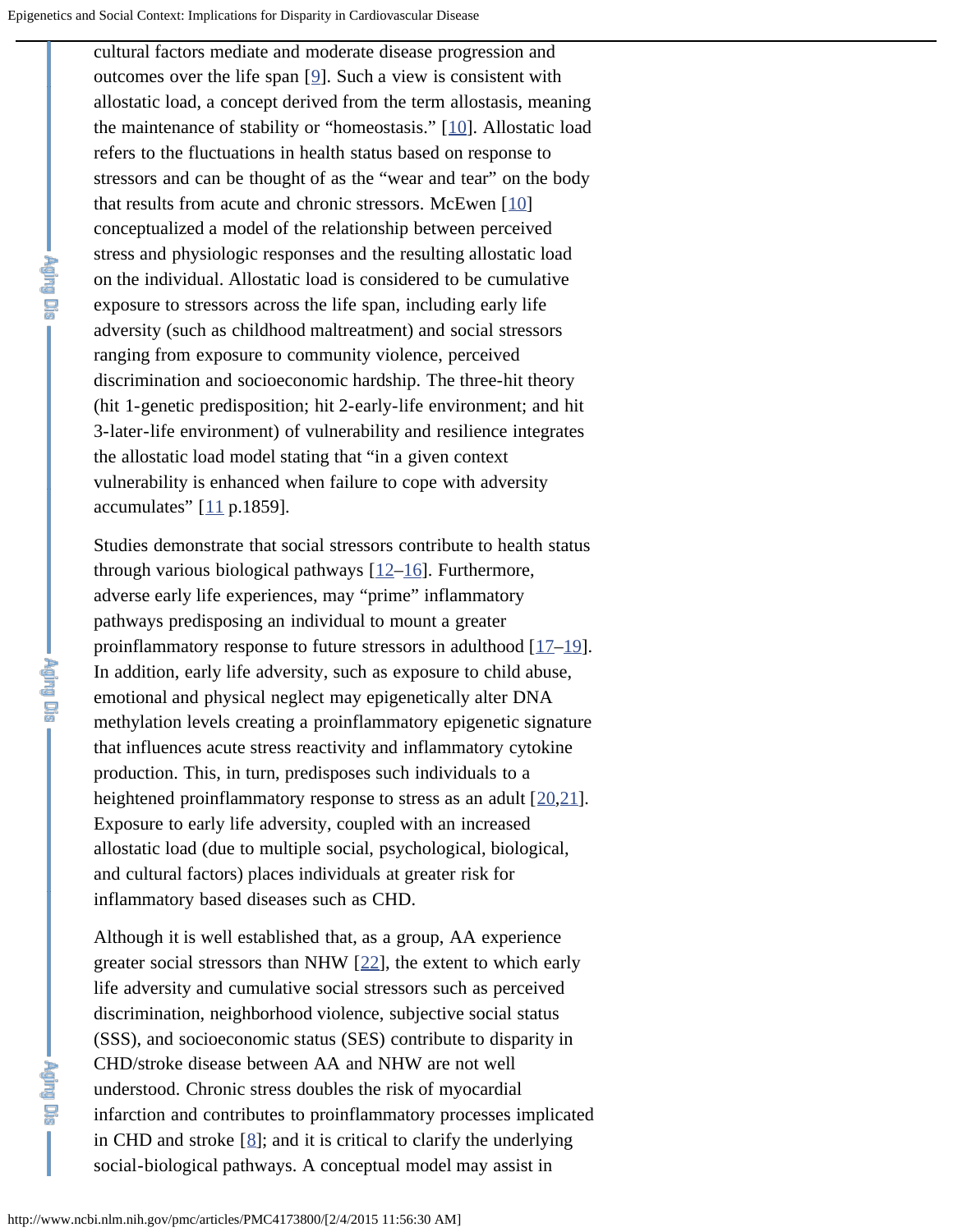cultural factors mediate and moderate disease progression and outcomes over the life span [9]. Such a view is consistent with allostatic load, a concept derived from the term allostasis, meaning the maintenance of stability or "homeostasis." [10]. Allostatic load refers to the fluctuations in health status based on response to stressors and can be thought of as the "wear and tear" on the body that results from acute and chronic stressors. McEwen [10] conceptualized a model of the relationship between perceived stress and physiologic responses and the resulting allostatic load on the individual. Allostatic load is considered to be cumulative exposure to stressors across the life span, including early life adversity (such as childhood maltreatment) and social stressors ranging from exposure to community violence, perceived discrimination and socioeconomic hardship. The three-hit theory (hit 1-genetic predisposition; hit 2-early-life environment; and hit 3-later-life environment) of vulnerability and resilience integrates the allostatic load model stating that "in a given context vulnerability is enhanced when failure to cope with adversity accumulates" [11 p.1859].

Studies demonstrate that social stressors contribute to health status through various biological pathways [12–16]. Furthermore, adverse early life experiences, may "prime" inflammatory pathways predisposing an individual to mount a greater proinflammatory response to future stressors in adulthood [17–19]. In addition, early life adversity, such as exposure to child abuse, emotional and physical neglect may epigenetically alter DNA methylation levels creating a proinflammatory epigenetic signature that influences acute stress reactivity and inflammatory cytokine production. This, in turn, predisposes such individuals to a heightened proinflammatory response to stress as an adult [20,21]. Exposure to early life adversity, coupled with an increased allostatic load (due to multiple social, psychological, biological, and cultural factors) places individuals at greater risk for inflammatory based diseases such as CHD.

Although it is well established that, as a group, AA experience greater social stressors than NHW [22], the extent to which early life adversity and cumulative social stressors such as perceived discrimination, neighborhood violence, subjective social status (SSS), and socioeconomic status (SES) contribute to disparity in CHD/stroke disease between AA and NHW are not well understood. Chronic stress doubles the risk of myocardial infarction and contributes to proinflammatory processes implicated in CHD and stroke [8]; and it is critical to clarify the underlying social-biological pathways. A conceptual model may assist in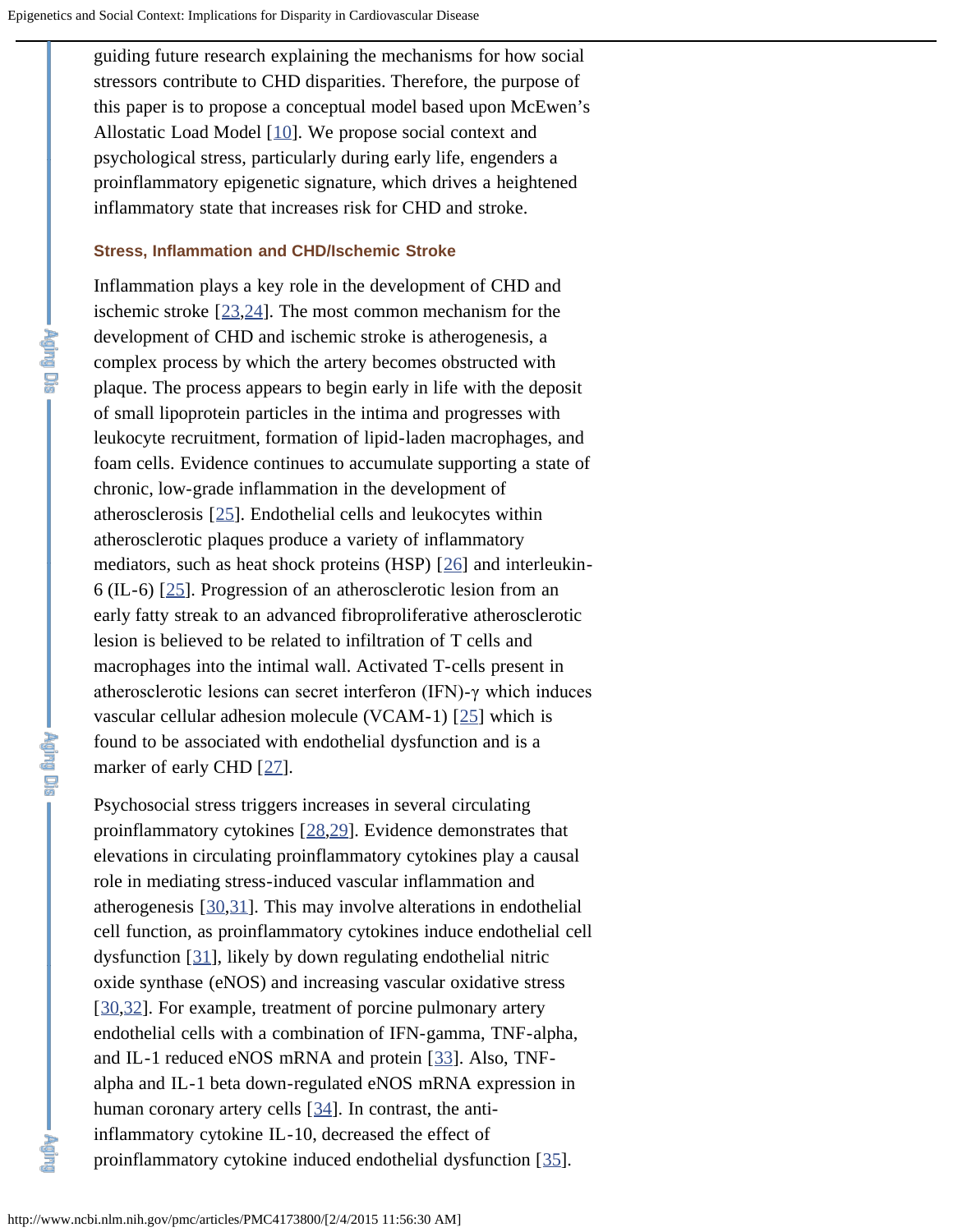guiding future research explaining the mechanisms for how social stressors contribute to CHD disparities. Therefore, the purpose of this paper is to propose a conceptual model based upon McEwen's Allostatic Load Model [10]. We propose social context and psychological stress, particularly during early life, engenders a proinflammatory epigenetic signature, which drives a heightened inflammatory state that increases risk for CHD and stroke.

### Stress, Inflammation and CHD/Ischemic Stroke

Inflammation plays a key role in the development of CHD and ischemic stroke [23,24]. The most common mechanism for the development of CHD and ischemic stroke is atherogenesis, a complex process by which the artery becomes obstructed with plaque. The process appears to begin early in life with the deposit of small lipoprotein particles in the intima and progresses with leukocyte recruitment, formation of lipid-laden macrophages, and foam cells. Evidence continues to accumulate supporting a state of chronic, low-grade inflammation in the development of atherosclerosis [25]. Endothelial cells and leukocytes within atherosclerotic plaques produce a variety of inflammatory mediators, such as heat shock proteins (HSP) [26] and interleukin-6 (IL-6) [25]. Progression of an atherosclerotic lesion from an early fatty streak to an advanced fibroproliferative atherosclerotic lesion is believed to be related to infiltration of T cells and macrophages into the intimal wall. Activated T-cells present in atherosclerotic lesions can secret interferon (IFN)-γ which induces vascular cellular adhesion molecule (VCAM-1) [25] which is found to be associated with endothelial dysfunction and is a marker of early CHD [27].

Psychosocial stress triggers increases in several circulating proinflammatory cytokines [28,29]. Evidence demonstrates that elevations in circulating proinflammatory cytokines play a causal role in mediating stress-induced vascular inflammation and atherogenesis [30,31]. This may involve alterations in endothelial cell function, as proinflammatory cytokines induce endothelial cell dysfunction [31], likely by down regulating endothelial nitric oxide synthase (eNOS) and increasing vascular oxidative stress [30,32]. For example, treatment of porcine pulmonary artery endothelial cells with a combination of IFN-gamma, TNF-alpha, and IL-1 reduced eNOS mRNA and protein [33]. Also, TNF-alpha and IL-1 beta down-regulated eNOS mRNA expression in human coronary artery cells [34]. In contrast, the anti-inflammatory cytokine IL-10, decreased the effect of proinflammatory cytokine induced endothelial dysfunction [35].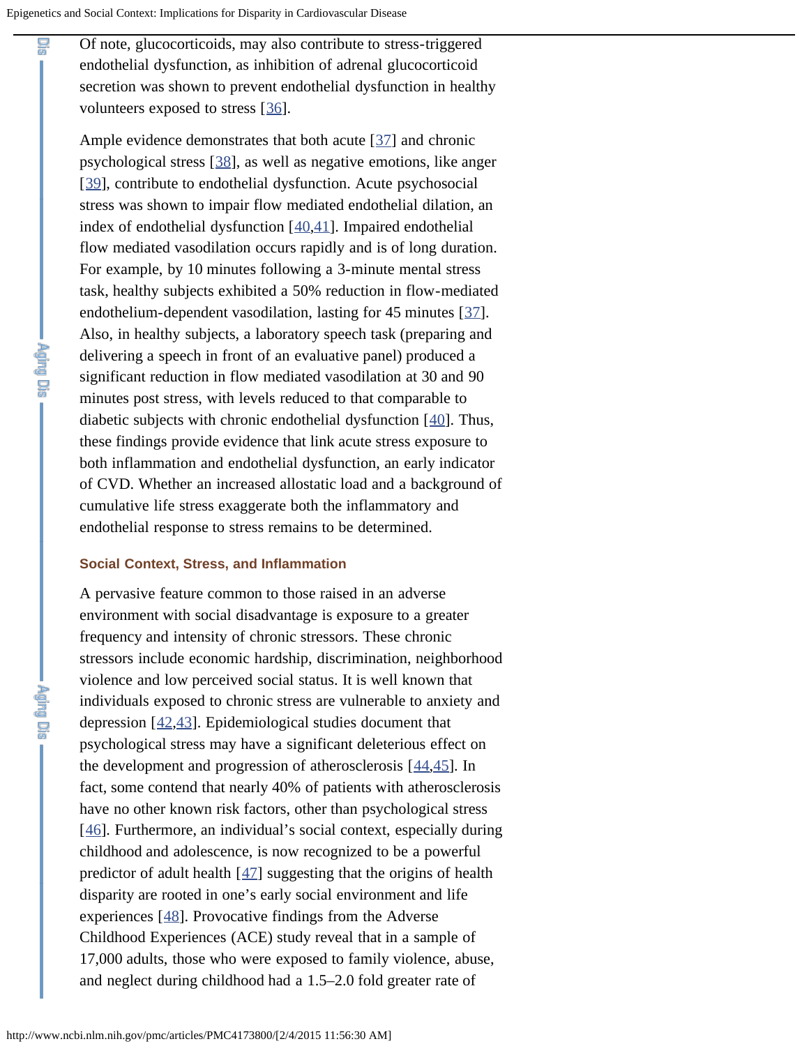Of note, glucocorticoids, may also contribute to stress-triggered endothelial dysfunction, as inhibition of adrenal glucocorticoid secretion was shown to prevent endothelial dysfunction in healthy volunteers exposed to stress [36].

Ample evidence demonstrates that both acute [37] and chronic psychological stress [38], as well as negative emotions, like anger [39], contribute to endothelial dysfunction. Acute psychosocial stress was shown to impair flow mediated endothelial dilation, an index of endothelial dysfunction [40,41]. Impaired endothelial flow mediated vasodilation occurs rapidly and is of long duration. For example, by 10 minutes following a 3-minute mental stress task, healthy subjects exhibited a 50% reduction in flow-mediated endothelium-dependent vasodilation, lasting for 45 minutes [37]. Also, in healthy subjects, a laboratory speech task (preparing and delivering a speech in front of an evaluative panel) produced a significant reduction in flow mediated vasodilation at 30 and 90 minutes post stress, with levels reduced to that comparable to diabetic subjects with chronic endothelial dysfunction [40]. Thus, these findings provide evidence that link acute stress exposure to both inflammation and endothelial dysfunction, an early indicator of CVD. Whether an increased allostatic load and a background of cumulative life stress exaggerate both the inflammatory and endothelial response to stress remains to be determined.

### Social Context, Stress, and Inflammation

A pervasive feature common to those raised in an adverse environment with social disadvantage is exposure to a greater frequency and intensity of chronic stressors. These chronic stressors include economic hardship, discrimination, neighborhood violence and low perceived social status. It is well known that individuals exposed to chronic stress are vulnerable to anxiety and depression [42,43]. Epidemiological studies document that psychological stress may have a significant deleterious effect on the development and progression of atherosclerosis [44,45]. In fact, some contend that nearly 40% of patients with atherosclerosis have no other known risk factors, other than psychological stress [46]. Furthermore, an individual's social context, especially during childhood and adolescence, is now recognized to be a powerful predictor of adult health [47] suggesting that the origins of health disparity are rooted in one's early social environment and life experiences [48]. Provocative findings from the Adverse Childhood Experiences (ACE) study reveal that in a sample of 17,000 adults, those who were exposed to family violence, abuse, and neglect during childhood had a 1.5–2.0 fold greater rate of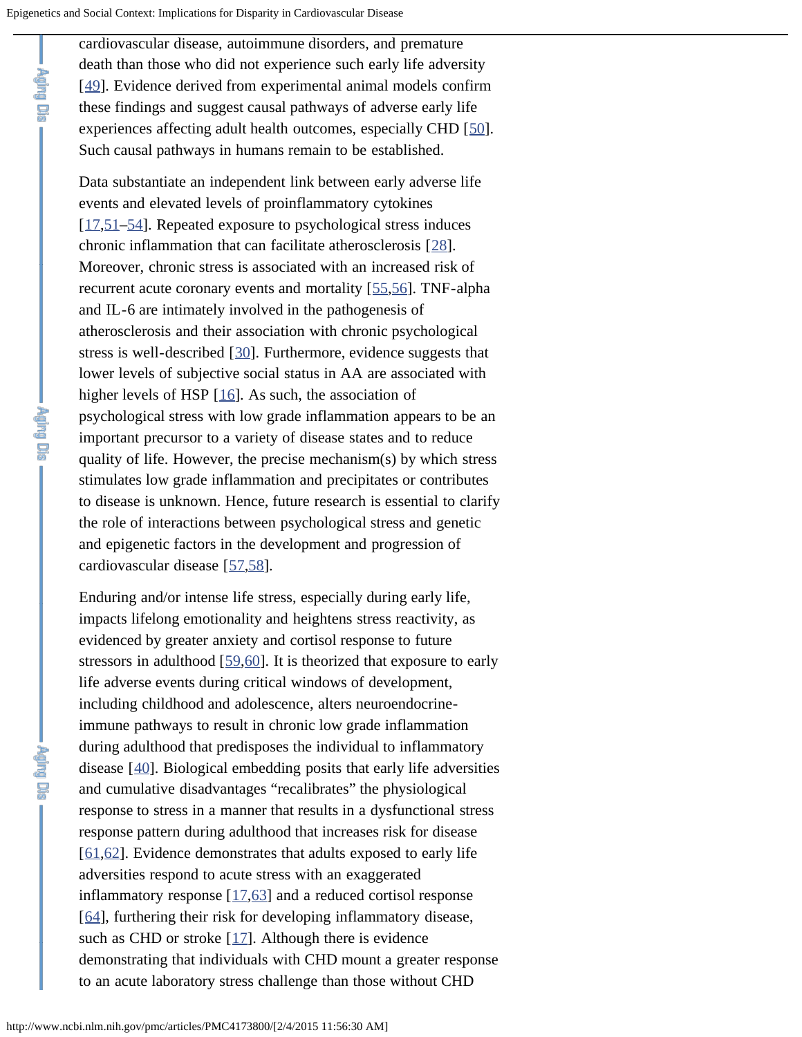cardiovascular disease, autoimmune disorders, and premature death than those who did not experience such early life adversity [49]. Evidence derived from experimental animal models confirm these findings and suggest causal pathways of adverse early life experiences affecting adult health outcomes, especially CHD [50]. Such causal pathways in humans remain to be established.

Data substantiate an independent link between early adverse life events and elevated levels of proinflammatory cytokines [17,51–54]. Repeated exposure to psychological stress induces chronic inflammation that can facilitate atherosclerosis [28]. Moreover, chronic stress is associated with an increased risk of recurrent acute coronary events and mortality [55,56]. TNF-alpha and IL-6 are intimately involved in the pathogenesis of atherosclerosis and their association with chronic psychological stress is well-described [30]. Furthermore, evidence suggests that lower levels of subjective social status in AA are associated with higher levels of HSP [16]. As such, the association of psychological stress with low grade inflammation appears to be an important precursor to a variety of disease states and to reduce quality of life. However, the precise mechanism(s) by which stress stimulates low grade inflammation and precipitates or contributes to disease is unknown. Hence, future research is essential to clarify the role of interactions between psychological stress and genetic and epigenetic factors in the development and progression of cardiovascular disease [57,58].

Enduring and/or intense life stress, especially during early life, impacts lifelong emotionality and heightens stress reactivity, as evidenced by greater anxiety and cortisol response to future stressors in adulthood [59,60]. It is theorized that exposure to early life adverse events during critical windows of development, including childhood and adolescence, alters neuroendocrine-immune pathways to result in chronic low grade inflammation during adulthood that predisposes the individual to inflammatory disease [40]. Biological embedding posits that early life adversities and cumulative disadvantages "recalibrates" the physiological response to stress in a manner that results in a dysfunctional stress response pattern during adulthood that increases risk for disease [61,62]. Evidence demonstrates that adults exposed to early life adversities respond to acute stress with an exaggerated inflammatory response [17,63] and a reduced cortisol response [64], furthering their risk for developing inflammatory disease, such as CHD or stroke [17]. Although there is evidence demonstrating that individuals with CHD mount a greater response to an acute laboratory stress challenge than those without CHD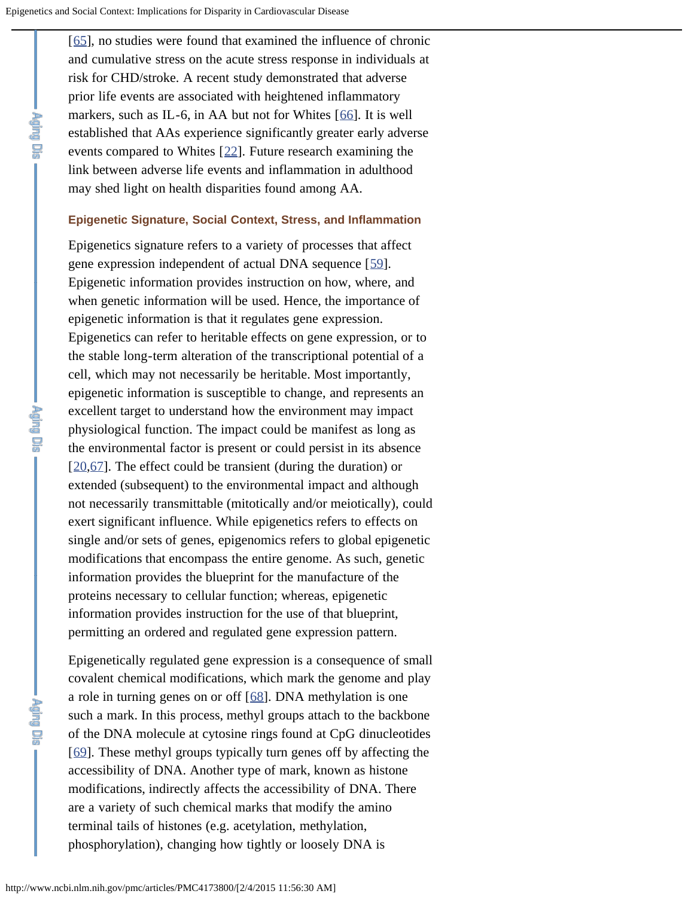[65], no studies were found that examined the influence of chronic and cumulative stress on the acute stress response in individuals at risk for CHD/stroke. A recent study demonstrated that adverse prior life events are associated with heightened inflammatory markers, such as IL-6, in AA but not for Whites [66]. It is well established that AAs experience significantly greater early adverse events compared to Whites [22]. Future research examining the link between adverse life events and inflammation in adulthood may shed light on health disparities found among AA.

### Epigenetic Signature, Social Context, Stress, and Inflammation

Epigenetics signature refers to a variety of processes that affect gene expression independent of actual DNA sequence [59]. Epigenetic information provides instruction on how, where, and when genetic information will be used. Hence, the importance of epigenetic information is that it regulates gene expression. Epigenetics can refer to heritable effects on gene expression, or to the stable long-term alteration of the transcriptional potential of a cell, which may not necessarily be heritable. Most importantly, epigenetic information is susceptible to change, and represents an excellent target to understand how the environment may impact physiological function. The impact could be manifest as long as the environmental factor is present or could persist in its absence [20,67]. The effect could be transient (during the duration) or extended (subsequent) to the environmental impact and although not necessarily transmittable (mitotically and/or meiotically), could exert significant influence. While epigenetics refers to effects on single and/or sets of genes, epigenomics refers to global epigenetic modifications that encompass the entire genome. As such, genetic information provides the blueprint for the manufacture of the proteins necessary to cellular function; whereas, epigenetic information provides instruction for the use of that blueprint, permitting an ordered and regulated gene expression pattern.

Epigenetically regulated gene expression is a consequence of small covalent chemical modifications, which mark the genome and play a role in turning genes on or off [68]. DNA methylation is one such a mark. In this process, methyl groups attach to the backbone of the DNA molecule at cytosine rings found at CpG dinucleotides [69]. These methyl groups typically turn genes off by affecting the accessibility of DNA. Another type of mark, known as histone modifications, indirectly affects the accessibility of DNA. There are a variety of such chemical marks that modify the amino terminal tails of histones (e.g. acetylation, methylation, phosphorylation), changing how tightly or loosely DNA is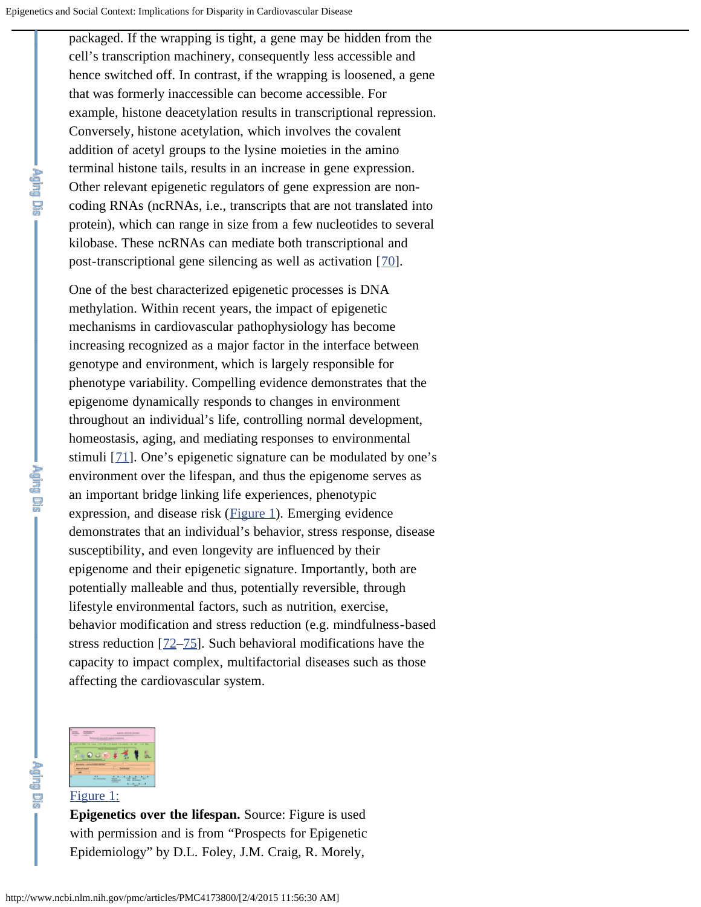packaged. If the wrapping is tight, a gene may be hidden from the cell's transcription machinery, consequently less accessible and hence switched off. In contrast, if the wrapping is loosened, a gene that was formerly inaccessible can become accessible. For example, histone deacetylation results in transcriptional repression. Conversely, histone acetylation, which involves the covalent addition of acetyl groups to the lysine moieties in the amino terminal histone tails, results in an increase in gene expression. Other relevant epigenetic regulators of gene expression are non-coding RNAs (ncRNAs, i.e., transcripts that are not translated into protein), which can range in size from a few nucleotides to several kilobase. These ncRNAs can mediate both transcriptional and post-transcriptional gene silencing as well as activation [70].

One of the best characterized epigenetic processes is DNA methylation. Within recent years, the impact of epigenetic mechanisms in cardiovascular pathophysiology has become increasing recognized as a major factor in the interface between genotype and environment, which is largely responsible for phenotype variability. Compelling evidence demonstrates that the epigenome dynamically responds to changes in environment throughout an individual's life, controlling normal development, homeostasis, aging, and mediating responses to environmental stimuli [71]. One's epigenetic signature can be modulated by one's environment over the lifespan, and thus the epigenome serves as an important bridge linking life experiences, phenotypic expression, and disease risk (Figure 1). Emerging evidence demonstrates that an individual's behavior, stress response, disease susceptibility, and even longevity are influenced by their epigenome and their epigenetic signature. Importantly, both are potentially malleable and thus, potentially reversible, through lifestyle environmental factors, such as nutrition, exercise, behavior modification and stress reduction (e.g. mindfulness-based stress reduction [72–75]. Such behavioral modifications have the capacity to impact complex, multifactorial diseases such as those affecting the cardiovascular system.

Figure 1:

**Epigenetics over the lifespan.** Source: Figure is used with permission and is from "Prospects for Epigenetic Epidemiology" by D.L. Foley, J.M. Craig, R. Morely,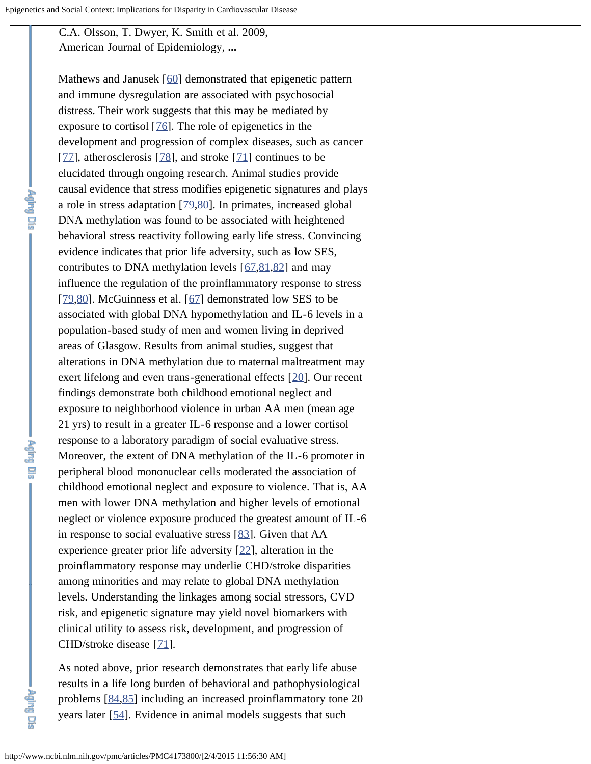C.A. Olsson, T. Dwyer, K. Smith et al. 2009,
American Journal of Epidemiology, **...**

Mathews and Janusek [60] demonstrated that epigenetic pattern and immune dysregulation are associated with psychosocial distress. Their work suggests that this may be mediated by exposure to cortisol [76]. The role of epigenetics in the development and progression of complex diseases, such as cancer [77], atherosclerosis [78], and stroke [71] continues to be elucidated through ongoing research. Animal studies provide causal evidence that stress modifies epigenetic signatures and plays a role in stress adaptation [79,80]. In primates, increased global DNA methylation was found to be associated with heightened behavioral stress reactivity following early life stress. Convincing evidence indicates that prior life adversity, such as low SES, contributes to DNA methylation levels [67,81,82] and may influence the regulation of the proinflammatory response to stress [79,80]. McGuinness et al. [67] demonstrated low SES to be associated with global DNA hypomethylation and IL-6 levels in a population-based study of men and women living in deprived areas of Glasgow. Results from animal studies, suggest that alterations in DNA methylation due to maternal maltreatment may exert lifelong and even trans-generational effects [20]. Our recent findings demonstrate both childhood emotional neglect and exposure to neighborhood violence in urban AA men (mean age 21 yrs) to result in a greater IL-6 response and a lower cortisol response to a laboratory paradigm of social evaluative stress. Moreover, the extent of DNA methylation of the IL-6 promoter in peripheral blood mononuclear cells moderated the association of childhood emotional neglect and exposure to violence. That is, AA men with lower DNA methylation and higher levels of emotional neglect or violence exposure produced the greatest amount of IL-6 in response to social evaluative stress [83]. Given that AA experience greater prior life adversity [22], alteration in the proinflammatory response may underlie CHD/stroke disparities among minorities and may relate to global DNA methylation levels. Understanding the linkages among social stressors, CVD risk, and epigenetic signature may yield novel biomarkers with clinical utility to assess risk, development, and progression of CHD/stroke disease [71].

As noted above, prior research demonstrates that early life abuse results in a life long burden of behavioral and pathophysiological problems [84,85] including an increased proinflammatory tone 20 years later [54]. Evidence in animal models suggests that such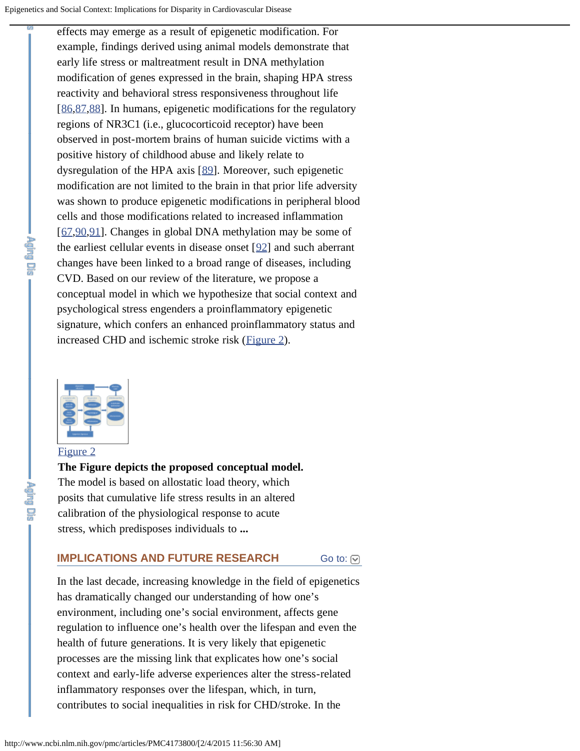effects may emerge as a result of epigenetic modification. For example, findings derived using animal models demonstrate that early life stress or maltreatment result in DNA methylation modification of genes expressed in the brain, shaping HPA stress reactivity and behavioral stress responsiveness throughout life [86,87,88]. In humans, epigenetic modifications for the regulatory regions of NR3C1 (i.e., glucocorticoid receptor) have been observed in post-mortem brains of human suicide victims with a positive history of childhood abuse and likely relate to dysregulation of the HPA axis [89]. Moreover, such epigenetic modification are not limited to the brain in that prior life adversity was shown to produce epigenetic modifications in peripheral blood cells and those modifications related to increased inflammation [67,90,91]. Changes in global DNA methylation may be some of the earliest cellular events in disease onset [92] and such aberrant changes have been linked to a broad range of diseases, including CVD. Based on our review of the literature, we propose a conceptual model in which we hypothesize that social context and psychological stress engenders a proinflammatory epigenetic signature, which confers an enhanced proinflammatory status and increased CHD and ischemic stroke risk (Figure 2).

Figure 2

**The Figure depicts the proposed conceptual model.** The model is based on allostatic load theory, which posits that cumulative life stress results in an altered calibration of the physiological response to acute stress, which predisposes individuals to **...**

## IMPLICATIONS AND FUTURE RESEARCH

In the last decade, increasing knowledge in the field of epigenetics has dramatically changed our understanding of how one's environment, including one's social environment, affects gene regulation to influence one's health over the lifespan and even the health of future generations. It is very likely that epigenetic processes are the missing link that explicates how one's social context and early-life adverse experiences alter the stress-related inflammatory responses over the lifespan, which, in turn, contributes to social inequalities in risk for CHD/stroke. In the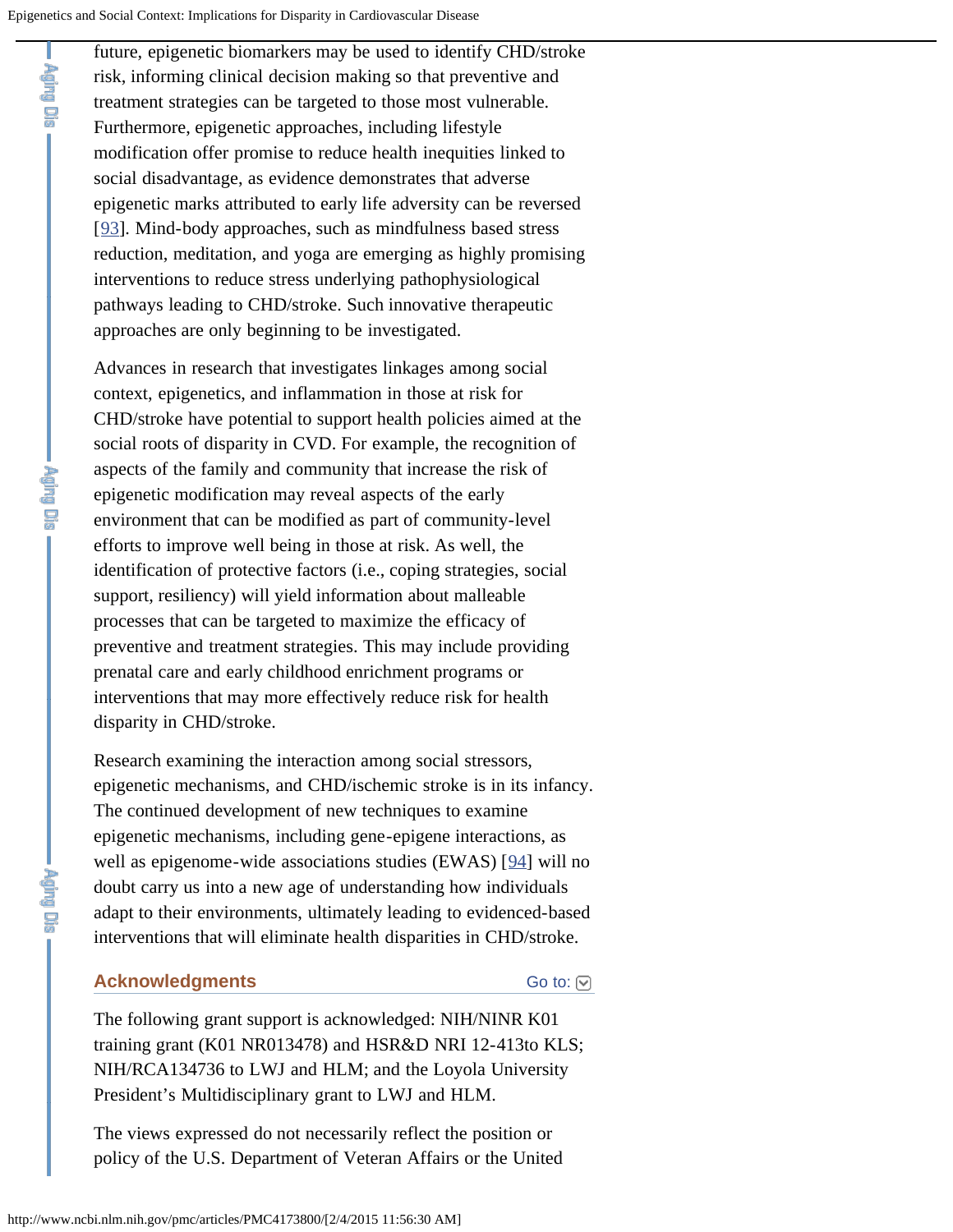future, epigenetic biomarkers may be used to identify CHD/stroke risk, informing clinical decision making so that preventive and treatment strategies can be targeted to those most vulnerable. Furthermore, epigenetic approaches, including lifestyle modification offer promise to reduce health inequities linked to social disadvantage, as evidence demonstrates that adverse epigenetic marks attributed to early life adversity can be reversed [93]. Mind-body approaches, such as mindfulness based stress reduction, meditation, and yoga are emerging as highly promising interventions to reduce stress underlying pathophysiological pathways leading to CHD/stroke. Such innovative therapeutic approaches are only beginning to be investigated.

Advances in research that investigates linkages among social context, epigenetics, and inflammation in those at risk for CHD/stroke have potential to support health policies aimed at the social roots of disparity in CVD. For example, the recognition of aspects of the family and community that increase the risk of epigenetic modification may reveal aspects of the early environment that can be modified as part of community-level efforts to improve well being in those at risk. As well, the identification of protective factors (i.e., coping strategies, social support, resiliency) will yield information about malleable processes that can be targeted to maximize the efficacy of preventive and treatment strategies. This may include providing prenatal care and early childhood enrichment programs or interventions that may more effectively reduce risk for health disparity in CHD/stroke.

Research examining the interaction among social stressors, epigenetic mechanisms, and CHD/ischemic stroke is in its infancy. The continued development of new techniques to examine epigenetic mechanisms, including gene-epigene interactions, as well as epigenome-wide associations studies (EWAS) [94] will no doubt carry us into a new age of understanding how individuals adapt to their environments, ultimately leading to evidenced-based interventions that will eliminate health disparities in CHD/stroke.

## Acknowledgments

The following grant support is acknowledged: NIH/NINR K01 training grant (K01 NR013478) and HSR&D NRI 12-413to KLS; NIH/RCA134736 to LWJ and HLM; and the Loyola University President's Multidisciplinary grant to LWJ and HLM.

The views expressed do not necessarily reflect the position or policy of the U.S. Department of Veteran Affairs or the United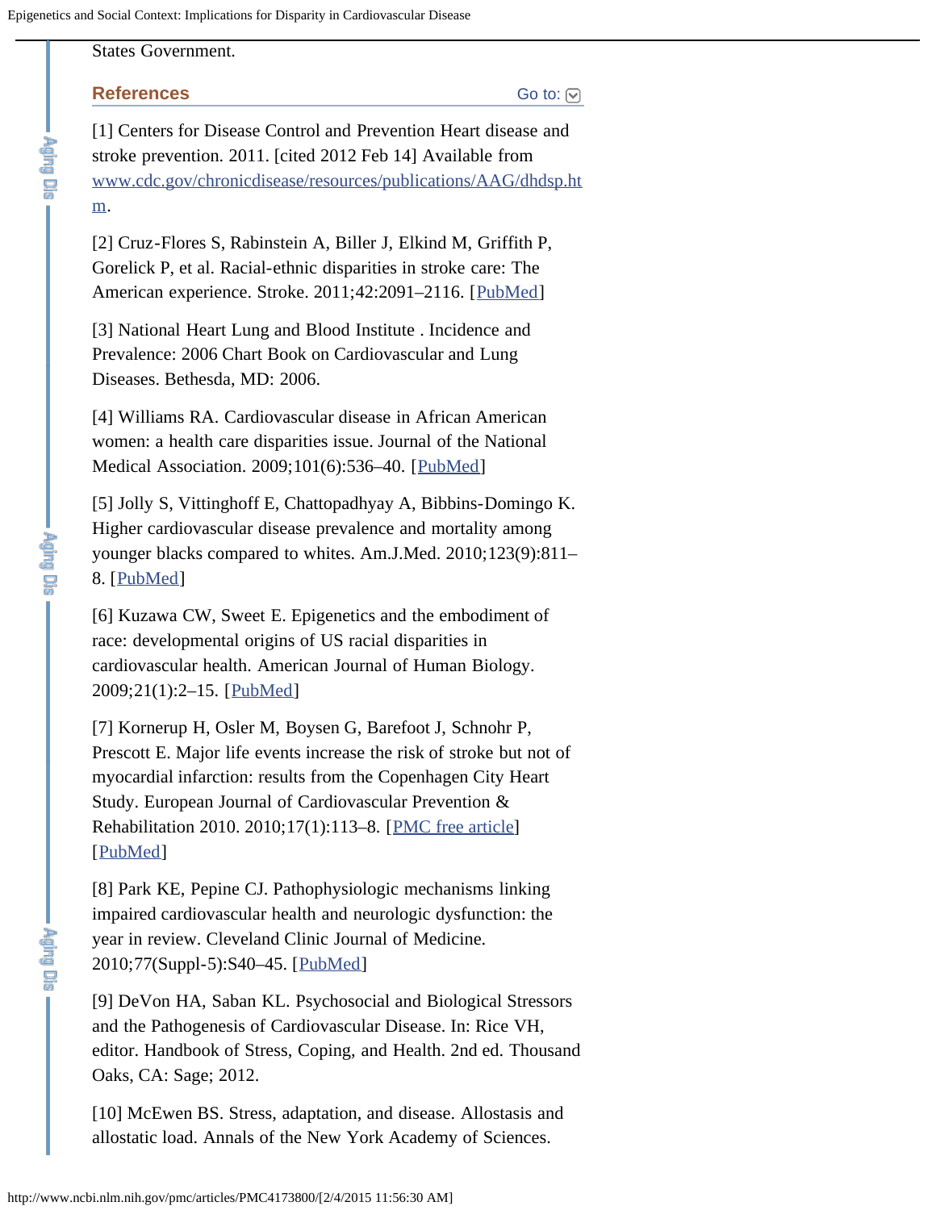States Government.

## References

[1] Centers for Disease Control and Prevention Heart disease and stroke prevention. 2011. [cited 2012 Feb 14] Available from www.cdc.gov/chronicdisease/resources/publications/AAG/dhdsp.htm.

[2] Cruz-Flores S, Rabinstein A, Biller J, Elkind M, Griffith P, Gorelick P, et al. Racial-ethnic disparities in stroke care: The American experience. Stroke. 2011;42:2091–2116. [PubMed]

[3] National Heart Lung and Blood Institute . Incidence and Prevalence: 2006 Chart Book on Cardiovascular and Lung Diseases. Bethesda, MD: 2006.

[4] Williams RA. Cardiovascular disease in African American women: a health care disparities issue. Journal of the National Medical Association. 2009;101(6):536–40. [PubMed]

[5] Jolly S, Vittinghoff E, Chattopadhyay A, Bibbins-Domingo K. Higher cardiovascular disease prevalence and mortality among younger blacks compared to whites. Am.J.Med. 2010;123(9):811–8. [PubMed]

[6] Kuzawa CW, Sweet E. Epigenetics and the embodiment of race: developmental origins of US racial disparities in cardiovascular health. American Journal of Human Biology. 2009;21(1):2–15. [PubMed]

[7] Kornerup H, Osler M, Boysen G, Barefoot J, Schnohr P, Prescott E. Major life events increase the risk of stroke but not of myocardial infarction: results from the Copenhagen City Heart Study. European Journal of Cardiovascular Prevention & Rehabilitation 2010. 2010;17(1):113–8. [PMC free article] [PubMed]

[8] Park KE, Pepine CJ. Pathophysiologic mechanisms linking impaired cardiovascular health and neurologic dysfunction: the year in review. Cleveland Clinic Journal of Medicine. 2010;77(Suppl-5):S40–45. [PubMed]

[9] DeVon HA, Saban KL. Psychosocial and Biological Stressors and the Pathogenesis of Cardiovascular Disease. In: Rice VH, editor. Handbook of Stress, Coping, and Health. 2nd ed. Thousand Oaks, CA: Sage; 2012.

[10] McEwen BS. Stress, adaptation, and disease. Allostasis and allostatic load. Annals of the New York Academy of Sciences.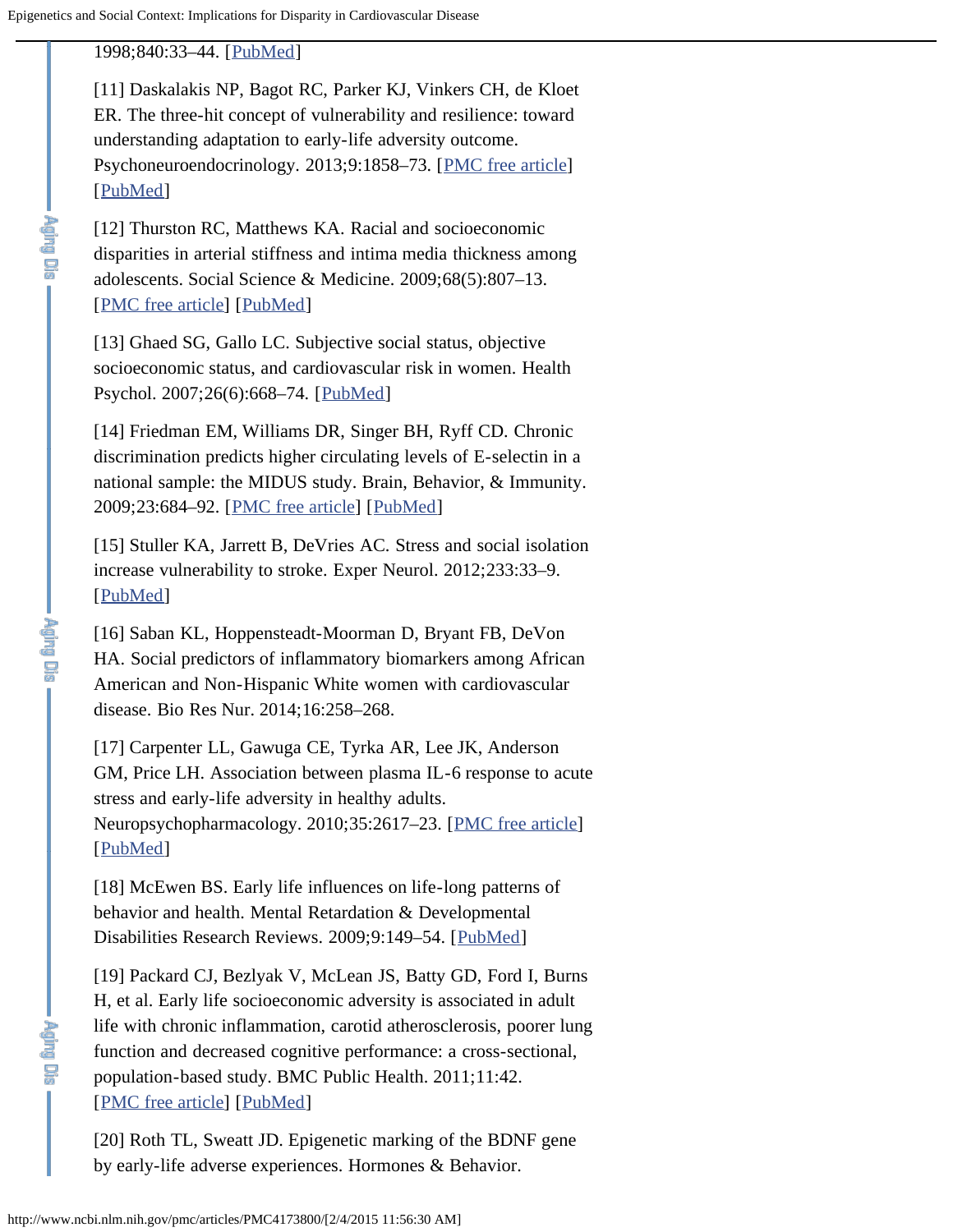1998;840:33–44. [PubMed]

[11] Daskalakis NP, Bagot RC, Parker KJ, Vinkers CH, de Kloet ER. The three-hit concept of vulnerability and resilience: toward understanding adaptation to early-life adversity outcome. Psychoneuroendocrinology. 2013;9:1858–73. [PMC free article] [PubMed]

[12] Thurston RC, Matthews KA. Racial and socioeconomic disparities in arterial stiffness and intima media thickness among adolescents. Social Science & Medicine. 2009;68(5):807–13. [PMC free article] [PubMed]

[13] Ghaed SG, Gallo LC. Subjective social status, objective socioeconomic status, and cardiovascular risk in women. Health Psychol. 2007;26(6):668–74. [PubMed]

[14] Friedman EM, Williams DR, Singer BH, Ryff CD. Chronic discrimination predicts higher circulating levels of E-selectin in a national sample: the MIDUS study. Brain, Behavior, & Immunity. 2009;23:684–92. [PMC free article] [PubMed]

[15] Stuller KA, Jarrett B, DeVries AC. Stress and social isolation increase vulnerability to stroke. Exper Neurol. 2012;233:33–9. [PubMed]

[16] Saban KL, Hoppensteadt-Moorman D, Bryant FB, DeVon HA. Social predictors of inflammatory biomarkers among African American and Non-Hispanic White women with cardiovascular disease. Bio Res Nur. 2014;16:258–268.

[17] Carpenter LL, Gawuga CE, Tyrka AR, Lee JK, Anderson GM, Price LH. Association between plasma IL-6 response to acute stress and early-life adversity in healthy adults. Neuropsychopharmacology. 2010;35:2617–23. [PMC free article] [PubMed]

[18] McEwen BS. Early life influences on life-long patterns of behavior and health. Mental Retardation & Developmental Disabilities Research Reviews. 2009;9:149–54. [PubMed]

[19] Packard CJ, Bezlyak V, McLean JS, Batty GD, Ford I, Burns H, et al. Early life socioeconomic adversity is associated in adult life with chronic inflammation, carotid atherosclerosis, poorer lung function and decreased cognitive performance: a cross-sectional, population-based study. BMC Public Health. 2011;11:42. [PMC free article] [PubMed]

[20] Roth TL, Sweatt JD. Epigenetic marking of the BDNF gene by early-life adverse experiences. Hormones & Behavior.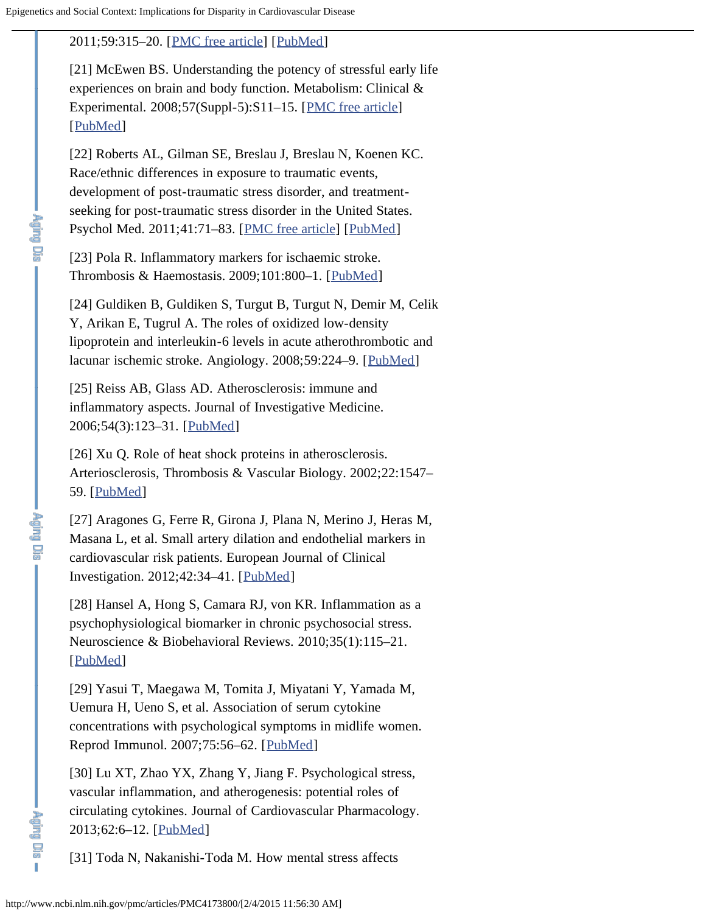2011;59:315–20. [PMC free article] [PubMed]

[21] McEwen BS. Understanding the potency of stressful early life experiences on brain and body function. Metabolism: Clinical & Experimental. 2008;57(Suppl-5):S11–15. [PMC free article] [PubMed]

[22] Roberts AL, Gilman SE, Breslau J, Breslau N, Koenen KC. Race/ethnic differences in exposure to traumatic events, development of post-traumatic stress disorder, and treatment-seeking for post-traumatic stress disorder in the United States. Psychol Med. 2011;41:71–83. [PMC free article] [PubMed]

[23] Pola R. Inflammatory markers for ischaemic stroke. Thrombosis & Haemostasis. 2009;101:800–1. [PubMed]

[24] Guldiken B, Guldiken S, Turgut B, Turgut N, Demir M, Celik Y, Arikan E, Tugrul A. The roles of oxidized low-density lipoprotein and interleukin-6 levels in acute atherothrombotic and lacunar ischemic stroke. Angiology. 2008;59:224–9. [PubMed]

[25] Reiss AB, Glass AD. Atherosclerosis: immune and inflammatory aspects. Journal of Investigative Medicine. 2006;54(3):123–31. [PubMed]

[26] Xu Q. Role of heat shock proteins in atherosclerosis. Arteriosclerosis, Thrombosis & Vascular Biology. 2002;22:1547–59. [PubMed]

[27] Aragones G, Ferre R, Girona J, Plana N, Merino J, Heras M, Masana L, et al. Small artery dilation and endothelial markers in cardiovascular risk patients. European Journal of Clinical Investigation. 2012;42:34–41. [PubMed]

[28] Hansel A, Hong S, Camara RJ, von KR. Inflammation as a psychophysiological biomarker in chronic psychosocial stress. Neuroscience & Biobehavioral Reviews. 2010;35(1):115–21. [PubMed]

[29] Yasui T, Maegawa M, Tomita J, Miyatani Y, Yamada M, Uemura H, Ueno S, et al. Association of serum cytokine concentrations with psychological symptoms in midlife women. Reprod Immunol. 2007;75:56–62. [PubMed]

[30] Lu XT, Zhao YX, Zhang Y, Jiang F. Psychological stress, vascular inflammation, and atherogenesis: potential roles of circulating cytokines. Journal of Cardiovascular Pharmacology. 2013;62:6–12. [PubMed]

[31] Toda N, Nakanishi-Toda M. How mental stress affects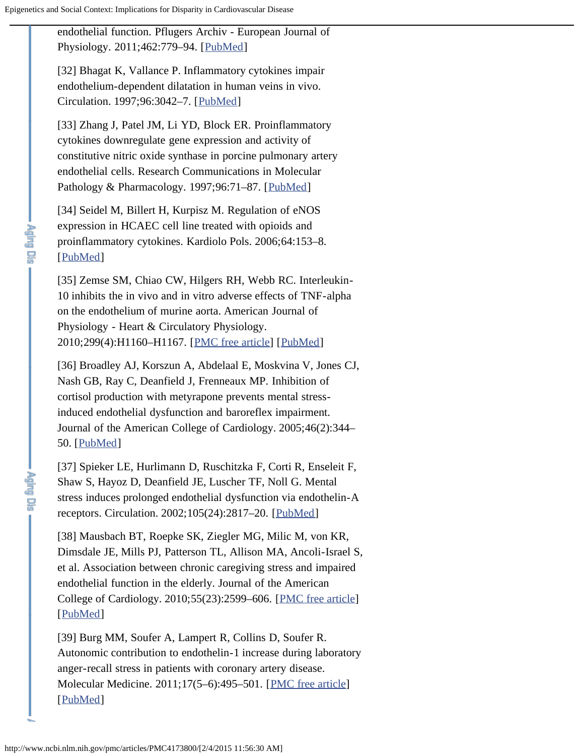endothelial function. Pflugers Archiv - European Journal of Physiology. 2011;462:779–94. [PubMed]

[32] Bhagat K, Vallance P. Inflammatory cytokines impair endothelium-dependent dilatation in human veins in vivo. Circulation. 1997;96:3042–7. [PubMed]

[33] Zhang J, Patel JM, Li YD, Block ER. Proinflammatory cytokines downregulate gene expression and activity of constitutive nitric oxide synthase in porcine pulmonary artery endothelial cells. Research Communications in Molecular Pathology & Pharmacology. 1997;96:71–87. [PubMed]

[34] Seidel M, Billert H, Kurpisz M. Regulation of eNOS expression in HCAEC cell line treated with opioids and proinflammatory cytokines. Kardiolo Pols. 2006;64:153–8. [PubMed]

[35] Zemse SM, Chiao CW, Hilgers RH, Webb RC. Interleukin-10 inhibits the in vivo and in vitro adverse effects of TNF-alpha on the endothelium of murine aorta. American Journal of Physiology - Heart & Circulatory Physiology. 2010;299(4):H1160–H1167. [PMC free article] [PubMed]

[36] Broadley AJ, Korszun A, Abdelaal E, Moskvina V, Jones CJ, Nash GB, Ray C, Deanfield J, Frenneaux MP. Inhibition of cortisol production with metyrapone prevents mental stress-induced endothelial dysfunction and baroreflex impairment. Journal of the American College of Cardiology. 2005;46(2):344–50. [PubMed]

[37] Spieker LE, Hurlimann D, Ruschitzka F, Corti R, Enseleit F, Shaw S, Hayoz D, Deanfield JE, Luscher TF, Noll G. Mental stress induces prolonged endothelial dysfunction via endothelin-A receptors. Circulation. 2002;105(24):2817–20. [PubMed]

[38] Mausbach BT, Roepke SK, Ziegler MG, Milic M, von KR, Dimsdale JE, Mills PJ, Patterson TL, Allison MA, Ancoli-Israel S, et al. Association between chronic caregiving stress and impaired endothelial function in the elderly. Journal of the American College of Cardiology. 2010;55(23):2599–606. [PMC free article] [PubMed]

[39] Burg MM, Soufer A, Lampert R, Collins D, Soufer R. Autonomic contribution to endothelin-1 increase during laboratory anger-recall stress in patients with coronary artery disease. Molecular Medicine. 2011;17(5–6):495–501. [PMC free article] [PubMed]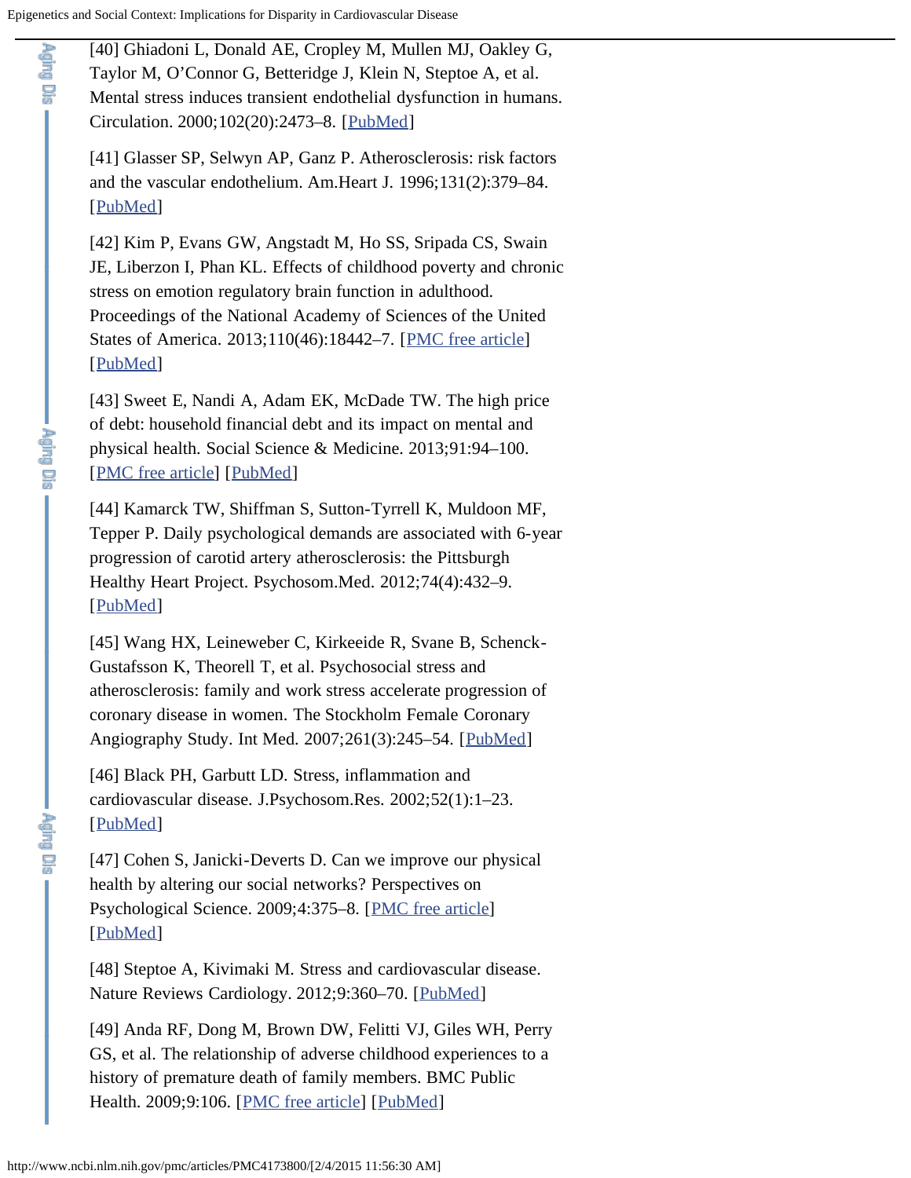[40] Ghiadoni L, Donald AE, Cropley M, Mullen MJ, Oakley G, Taylor M, O'Connor G, Betteridge J, Klein N, Steptoe A, et al. Mental stress induces transient endothelial dysfunction in humans. Circulation. 2000;102(20):2473–8. [PubMed]

[41] Glasser SP, Selwyn AP, Ganz P. Atherosclerosis: risk factors and the vascular endothelium. Am.Heart J. 1996;131(2):379–84. [PubMed]

[42] Kim P, Evans GW, Angstadt M, Ho SS, Sripada CS, Swain JE, Liberzon I, Phan KL. Effects of childhood poverty and chronic stress on emotion regulatory brain function in adulthood. Proceedings of the National Academy of Sciences of the United States of America. 2013;110(46):18442–7. [PMC free article] [PubMed]

[43] Sweet E, Nandi A, Adam EK, McDade TW. The high price of debt: household financial debt and its impact on mental and physical health. Social Science & Medicine. 2013;91:94–100. [PMC free article] [PubMed]

[44] Kamarck TW, Shiffman S, Sutton-Tyrrell K, Muldoon MF, Tepper P. Daily psychological demands are associated with 6-year progression of carotid artery atherosclerosis: the Pittsburgh Healthy Heart Project. Psychosom.Med. 2012;74(4):432–9. [PubMed]

[45] Wang HX, Leineweber C, Kirkeeide R, Svane B, Schenck-Gustafsson K, Theorell T, et al. Psychosocial stress and atherosclerosis: family and work stress accelerate progression of coronary disease in women. The Stockholm Female Coronary Angiography Study. Int Med. 2007;261(3):245–54. [PubMed]

[46] Black PH, Garbutt LD. Stress, inflammation and cardiovascular disease. J.Psychosom.Res. 2002;52(1):1–23. [PubMed]

[47] Cohen S, Janicki-Deverts D. Can we improve our physical health by altering our social networks? Perspectives on Psychological Science. 2009;4:375–8. [PMC free article] [PubMed]

[48] Steptoe A, Kivimaki M. Stress and cardiovascular disease. Nature Reviews Cardiology. 2012;9:360–70. [PubMed]

[49] Anda RF, Dong M, Brown DW, Felitti VJ, Giles WH, Perry GS, et al. The relationship of adverse childhood experiences to a history of premature death of family members. BMC Public Health. 2009;9:106. [PMC free article] [PubMed]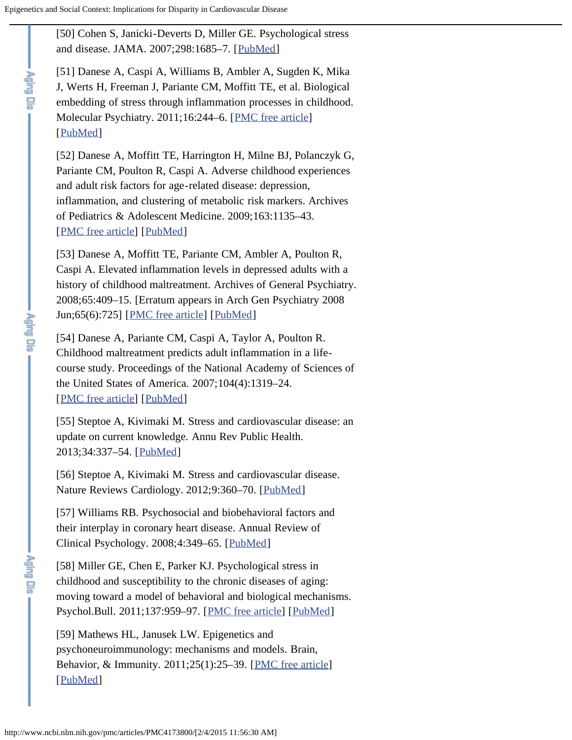[50] Cohen S, Janicki-Deverts D, Miller GE. Psychological stress and disease. JAMA. 2007;298:1685–7. [PubMed]

[51] Danese A, Caspi A, Williams B, Ambler A, Sugden K, Mika J, Werts H, Freeman J, Pariante CM, Moffitt TE, et al. Biological embedding of stress through inflammation processes in childhood. Molecular Psychiatry. 2011;16:244–6. [PMC free article] [PubMed]

[52] Danese A, Moffitt TE, Harrington H, Milne BJ, Polanczyk G, Pariante CM, Poulton R, Caspi A. Adverse childhood experiences and adult risk factors for age-related disease: depression, inflammation, and clustering of metabolic risk markers. Archives of Pediatrics & Adolescent Medicine. 2009;163:1135–43. [PMC free article] [PubMed]

[53] Danese A, Moffitt TE, Pariante CM, Ambler A, Poulton R, Caspi A. Elevated inflammation levels in depressed adults with a history of childhood maltreatment. Archives of General Psychiatry. 2008;65:409–15. [Erratum appears in Arch Gen Psychiatry 2008 Jun;65(6):725] [PMC free article] [PubMed]

[54] Danese A, Pariante CM, Caspi A, Taylor A, Poulton R. Childhood maltreatment predicts adult inflammation in a life-course study. Proceedings of the National Academy of Sciences of the United States of America. 2007;104(4):1319–24. [PMC free article] [PubMed]

[55] Steptoe A, Kivimaki M. Stress and cardiovascular disease: an update on current knowledge. Annu Rev Public Health. 2013;34:337–54. [PubMed]

[56] Steptoe A, Kivimaki M. Stress and cardiovascular disease. Nature Reviews Cardiology. 2012;9:360–70. [PubMed]

[57] Williams RB. Psychosocial and biobehavioral factors and their interplay in coronary heart disease. Annual Review of Clinical Psychology. 2008;4:349–65. [PubMed]

[58] Miller GE, Chen E, Parker KJ. Psychological stress in childhood and susceptibility to the chronic diseases of aging: moving toward a model of behavioral and biological mechanisms. Psychol.Bull. 2011;137:959–97. [PMC free article] [PubMed]

[59] Mathews HL, Janusek LW. Epigenetics and psychoneuroimmunology: mechanisms and models. Brain, Behavior, & Immunity. 2011;25(1):25–39. [PMC free article] [PubMed]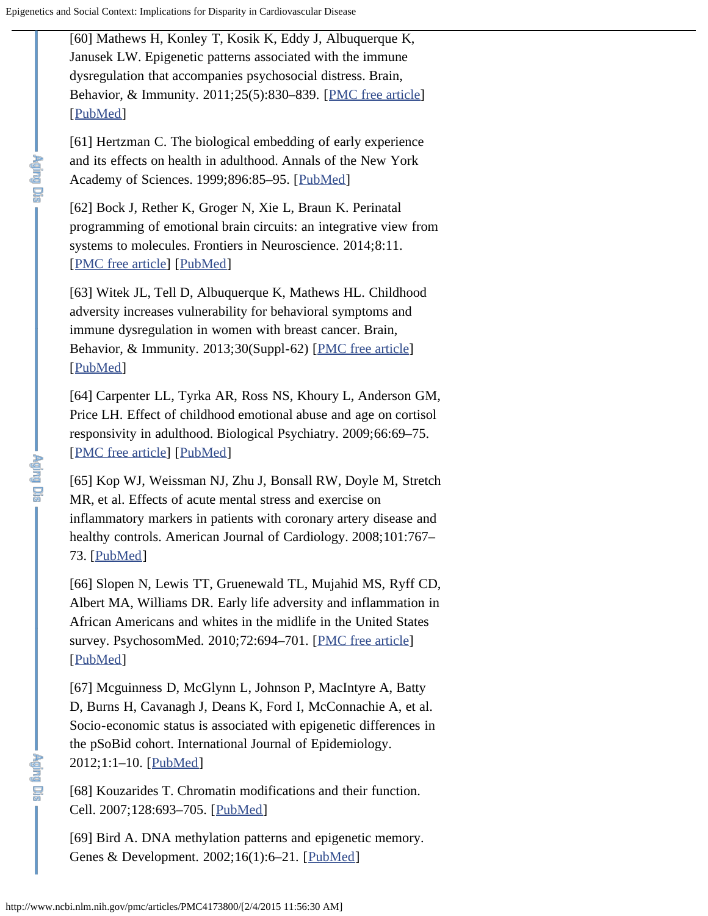[60] Mathews H, Konley T, Kosik K, Eddy J, Albuquerque K, Janusek LW. Epigenetic patterns associated with the immune dysregulation that accompanies psychosocial distress. Brain, Behavior, & Immunity. 2011;25(5):830–839. [PMC free article] [PubMed]

[61] Hertzman C. The biological embedding of early experience and its effects on health in adulthood. Annals of the New York Academy of Sciences. 1999;896:85–95. [PubMed]

[62] Bock J, Rether K, Groger N, Xie L, Braun K. Perinatal programming of emotional brain circuits: an integrative view from systems to molecules. Frontiers in Neuroscience. 2014;8:11. [PMC free article] [PubMed]

[63] Witek JL, Tell D, Albuquerque K, Mathews HL. Childhood adversity increases vulnerability for behavioral symptoms and immune dysregulation in women with breast cancer. Brain, Behavior, & Immunity. 2013;30(Suppl-62) [PMC free article] [PubMed]

[64] Carpenter LL, Tyrka AR, Ross NS, Khoury L, Anderson GM, Price LH. Effect of childhood emotional abuse and age on cortisol responsivity in adulthood. Biological Psychiatry. 2009;66:69–75. [PMC free article] [PubMed]

[65] Kop WJ, Weissman NJ, Zhu J, Bonsall RW, Doyle M, Stretch MR, et al. Effects of acute mental stress and exercise on inflammatory markers in patients with coronary artery disease and healthy controls. American Journal of Cardiology. 2008;101:767–73. [PubMed]

[66] Slopen N, Lewis TT, Gruenewald TL, Mujahid MS, Ryff CD, Albert MA, Williams DR. Early life adversity and inflammation in African Americans and whites in the midlife in the United States survey. PsychosomMed. 2010;72:694–701. [PMC free article] [PubMed]

[67] Mcguinness D, McGlynn L, Johnson P, MacIntyre A, Batty D, Burns H, Cavanagh J, Deans K, Ford I, McConnachie A, et al. Socio-economic status is associated with epigenetic differences in the pSoBid cohort. International Journal of Epidemiology. 2012;1:1–10. [PubMed]

[68] Kouzarides T. Chromatin modifications and their function. Cell. 2007;128:693–705. [PubMed]

[69] Bird A. DNA methylation patterns and epigenetic memory. Genes & Development. 2002;16(1):6–21. [PubMed]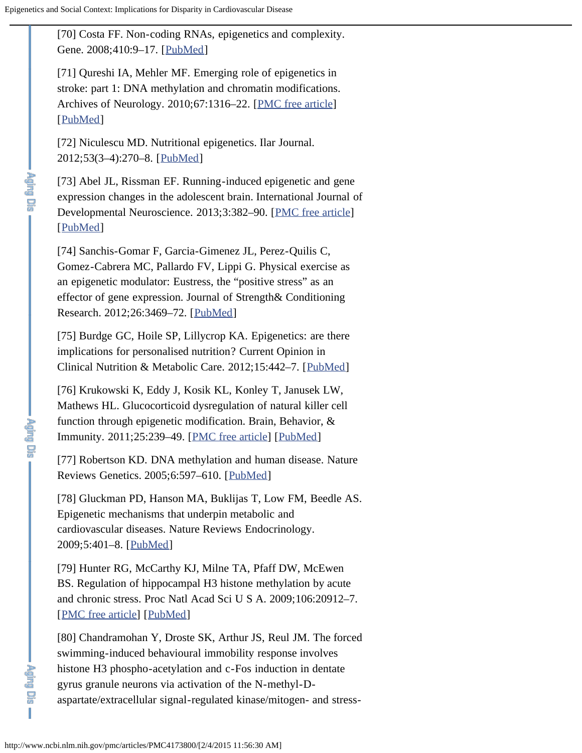[70] Costa FF. Non-coding RNAs, epigenetics and complexity. Gene. 2008;410:9–17. [PubMed]

[71] Qureshi IA, Mehler MF. Emerging role of epigenetics in stroke: part 1: DNA methylation and chromatin modifications. Archives of Neurology. 2010;67:1316–22. [PMC free article] [PubMed]

[72] Niculescu MD. Nutritional epigenetics. Ilar Journal. 2012;53(3–4):270–8. [PubMed]

[73] Abel JL, Rissman EF. Running-induced epigenetic and gene expression changes in the adolescent brain. International Journal of Developmental Neuroscience. 2013;3:382–90. [PMC free article] [PubMed]

[74] Sanchis-Gomar F, Garcia-Gimenez JL, Perez-Quilis C, Gomez-Cabrera MC, Pallardo FV, Lippi G. Physical exercise as an epigenetic modulator: Eustress, the "positive stress" as an effector of gene expression. Journal of Strength& Conditioning Research. 2012;26:3469–72. [PubMed]

[75] Burdge GC, Hoile SP, Lillycrop KA. Epigenetics: are there implications for personalised nutrition? Current Opinion in Clinical Nutrition & Metabolic Care. 2012;15:442–7. [PubMed]

[76] Krukowski K, Eddy J, Kosik KL, Konley T, Janusek LW, Mathews HL. Glucocorticoid dysregulation of natural killer cell function through epigenetic modification. Brain, Behavior, & Immunity. 2011;25:239–49. [PMC free article] [PubMed]

[77] Robertson KD. DNA methylation and human disease. Nature Reviews Genetics. 2005;6:597–610. [PubMed]

[78] Gluckman PD, Hanson MA, Buklijas T, Low FM, Beedle AS. Epigenetic mechanisms that underpin metabolic and cardiovascular diseases. Nature Reviews Endocrinology. 2009;5:401–8. [PubMed]

[79] Hunter RG, McCarthy KJ, Milne TA, Pfaff DW, McEwen BS. Regulation of hippocampal H3 histone methylation by acute and chronic stress. Proc Natl Acad Sci U S A. 2009;106:20912–7. [PMC free article] [PubMed]

[80] Chandramohan Y, Droste SK, Arthur JS, Reul JM. The forced swimming-induced behavioural immobility response involves histone H3 phospho-acetylation and c-Fos induction in dentate gyrus granule neurons via activation of the N-methyl-D-aspartate/extracellular signal-regulated kinase/mitogen- and stress-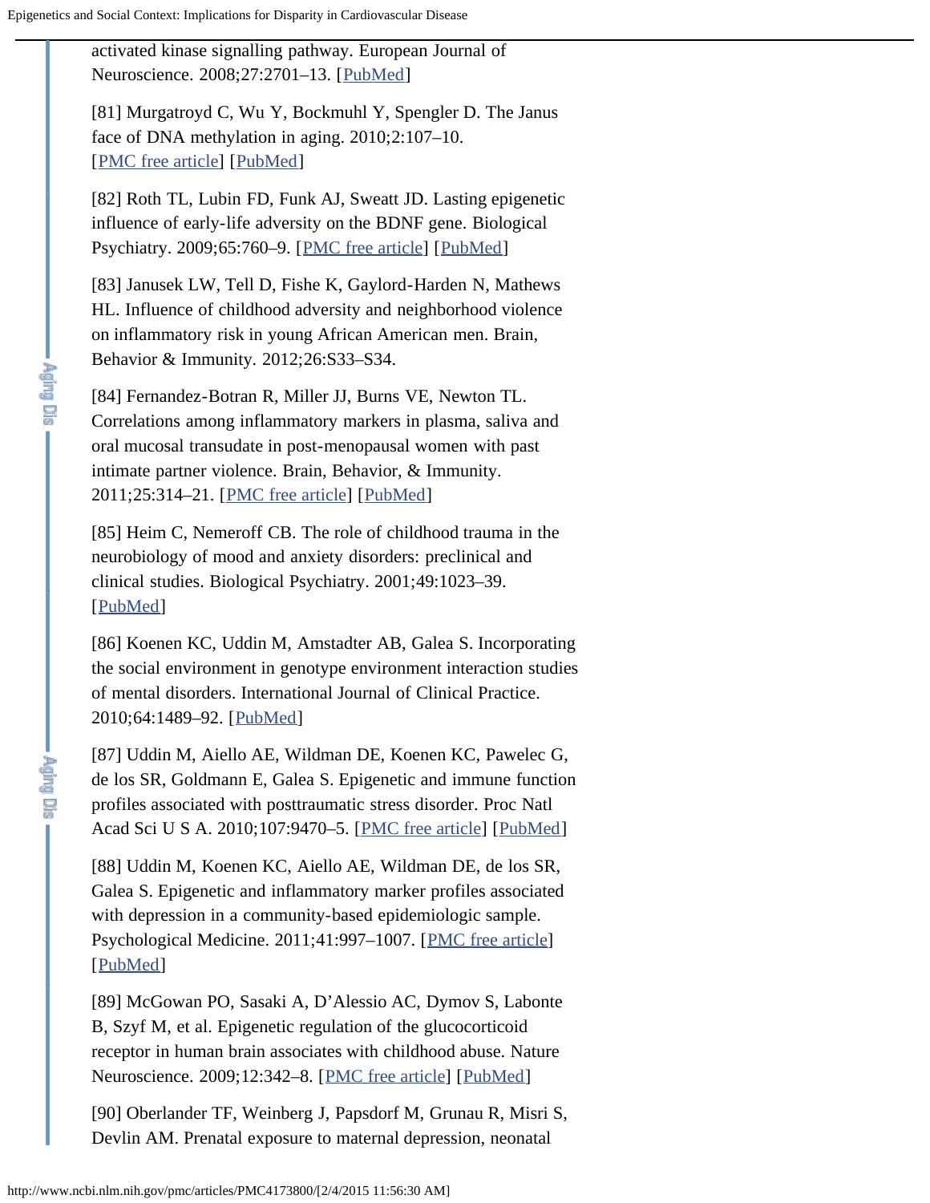activated kinase signalling pathway. European Journal of Neuroscience. 2008;27:2701–13. [PubMed]

[81] Murgatroyd C, Wu Y, Bockmuhl Y, Spengler D. The Janus face of DNA methylation in aging. 2010;2:107–10. [PMC free article] [PubMed]

[82] Roth TL, Lubin FD, Funk AJ, Sweatt JD. Lasting epigenetic influence of early-life adversity on the BDNF gene. Biological Psychiatry. 2009;65:760–9. [PMC free article] [PubMed]

[83] Janusek LW, Tell D, Fishe K, Gaylord-Harden N, Mathews HL. Influence of childhood adversity and neighborhood violence on inflammatory risk in young African American men. Brain, Behavior & Immunity. 2012;26:S33–S34.

[84] Fernandez-Botran R, Miller JJ, Burns VE, Newton TL. Correlations among inflammatory markers in plasma, saliva and oral mucosal transudate in post-menopausal women with past intimate partner violence. Brain, Behavior, & Immunity. 2011;25:314–21. [PMC free article] [PubMed]

[85] Heim C, Nemeroff CB. The role of childhood trauma in the neurobiology of mood and anxiety disorders: preclinical and clinical studies. Biological Psychiatry. 2001;49:1023–39. [PubMed]

[86] Koenen KC, Uddin M, Amstadter AB, Galea S. Incorporating the social environment in genotype environment interaction studies of mental disorders. International Journal of Clinical Practice. 2010;64:1489–92. [PubMed]

[87] Uddin M, Aiello AE, Wildman DE, Koenen KC, Pawelec G, de los SR, Goldmann E, Galea S. Epigenetic and immune function profiles associated with posttraumatic stress disorder. Proc Natl Acad Sci U S A. 2010;107:9470–5. [PMC free article] [PubMed]

[88] Uddin M, Koenen KC, Aiello AE, Wildman DE, de los SR, Galea S. Epigenetic and inflammatory marker profiles associated with depression in a community-based epidemiologic sample. Psychological Medicine. 2011;41:997–1007. [PMC free article] [PubMed]

[89] McGowan PO, Sasaki A, D'Alessio AC, Dymov S, Labonte B, Szyf M, et al. Epigenetic regulation of the glucocorticoid receptor in human brain associates with childhood abuse. Nature Neuroscience. 2009;12:342–8. [PMC free article] [PubMed]

[90] Oberlander TF, Weinberg J, Papsdorf M, Grunau R, Misri S, Devlin AM. Prenatal exposure to maternal depression, neonatal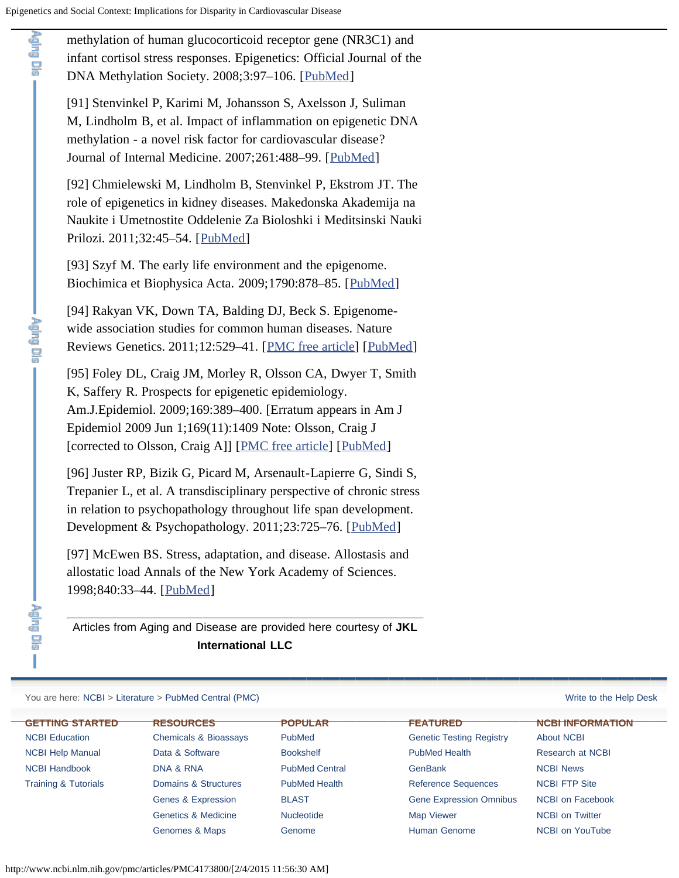methylation of human glucocorticoid receptor gene (NR3C1) and infant cortisol stress responses. Epigenetics: Official Journal of the DNA Methylation Society. 2008;3:97–106. [PubMed]

[91] Stenvinkel P, Karimi M, Johansson S, Axelsson J, Suliman M, Lindholm B, et al. Impact of inflammation on epigenetic DNA methylation - a novel risk factor for cardiovascular disease? Journal of Internal Medicine. 2007;261:488–99. [PubMed]

[92] Chmielewski M, Lindholm B, Stenvinkel P, Ekstrom JT. The role of epigenetics in kidney diseases. Makedonska Akademija na Naukite i Umetnostite Oddelenie Za Bioloshki i Meditsinski Nauki Prilozi. 2011;32:45–54. [PubMed]

[93] Szyf M. The early life environment and the epigenome. Biochimica et Biophysica Acta. 2009;1790:878–85. [PubMed]

[94] Rakyan VK, Down TA, Balding DJ, Beck S. Epigenome-wide association studies for common human diseases. Nature Reviews Genetics. 2011;12:529–41. [PMC free article] [PubMed]

[95] Foley DL, Craig JM, Morley R, Olsson CA, Dwyer T, Smith K, Saffery R. Prospects for epigenetic epidemiology. Am.J.Epidemiol. 2009;169:389–400. [Erratum appears in Am J Epidemiol 2009 Jun 1;169(11):1409 Note: Olsson, Craig J [corrected to Olsson, Craig A]] [PMC free article] [PubMed]

[96] Juster RP, Bizik G, Picard M, Arsenault-Lapierre G, Sindi S, Trepanier L, et al. A transdisciplinary perspective of chronic stress in relation to psychopathology throughout life span development. Development & Psychopathology. 2011;23:725–76. [PubMed]

[97] McEwen BS. Stress, adaptation, and disease. Allostasis and allostatic load Annals of the New York Academy of Sciences. 1998;840:33–44. [PubMed]

---

Articles from Aging and Disease are provided here courtesy of **JKL International LLC**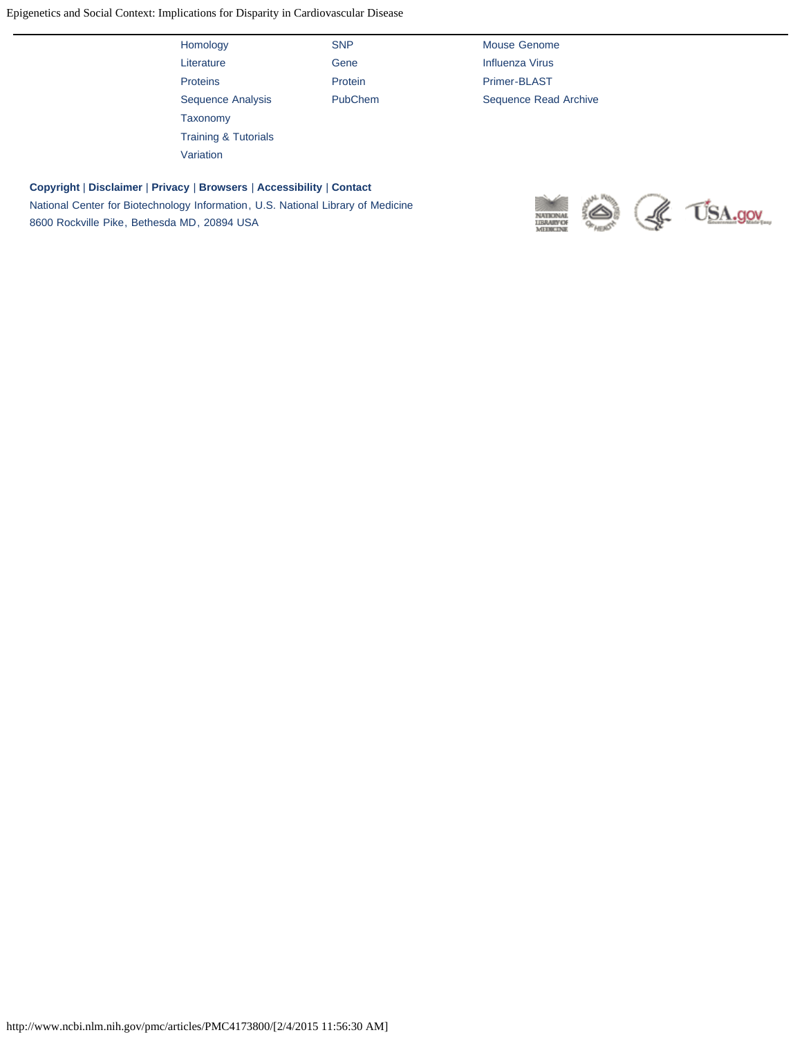Homology
Literature
Proteins
Sequence Analysis
Taxonomy
Training & Tutorials
Variation

SNP
Gene
Protein
PubChem

Mouse Genome
Influenza Virus
Primer-BLAST
Sequence Read Archive

**Copyright** | **Disclaimer** | **Privacy** | **Browsers** | **Accessibility** | **Contact**

National Center for Biotechnology Information, U.S. National Library of Medicine
8600 Rockville Pike, Bethesda MD, 20894 USA